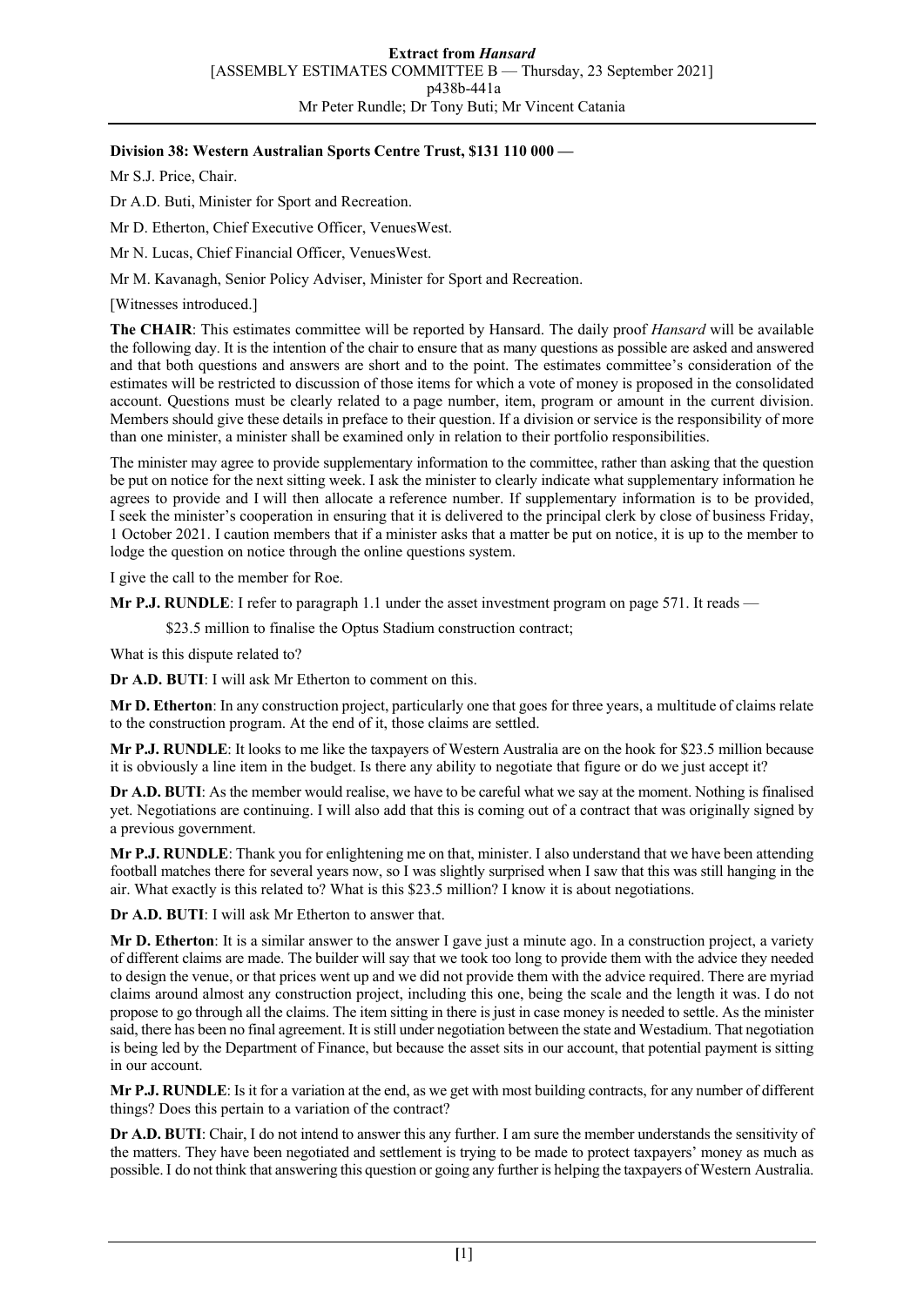**Division 38: Western Australian Sports Centre Trust, $131 110 000 —**

Mr S.J. Price, Chair.

Dr A.D. Buti, Minister for Sport and Recreation.

Mr D. Etherton, Chief Executive Officer, VenuesWest.

Mr N. Lucas, Chief Financial Officer, VenuesWest.

Mr M. Kavanagh, Senior Policy Adviser, Minister for Sport and Recreation.

[Witnesses introduced.]

**The CHAIR**: This estimates committee will be reported by Hansard. The daily proof *Hansard* will be available the following day. It is the intention of the chair to ensure that as many questions as possible are asked and answered and that both questions and answers are short and to the point. The estimates committee's consideration of the estimates will be restricted to discussion of those items for which a vote of money is proposed in the consolidated account. Questions must be clearly related to a page number, item, program or amount in the current division. Members should give these details in preface to their question. If a division or service is the responsibility of more than one minister, a minister shall be examined only in relation to their portfolio responsibilities.

The minister may agree to provide supplementary information to the committee, rather than asking that the question be put on notice for the next sitting week. I ask the minister to clearly indicate what supplementary information he agrees to provide and I will then allocate a reference number. If supplementary information is to be provided, I seek the minister's cooperation in ensuring that it is delivered to the principal clerk by close of business Friday, 1 October 2021. I caution members that if a minister asks that a matter be put on notice, it is up to the member to lodge the question on notice through the online questions system.

I give the call to the member for Roe.

**Mr P.J. RUNDLE**: I refer to paragraph 1.1 under the asset investment program on page 571. It reads —

> $23.5 million to finalise the Optus Stadium construction contract;

What is this dispute related to?

**Dr A.D. BUTI**: I will ask Mr Etherton to comment on this.

**Mr D. Etherton**: In any construction project, particularly one that goes for three years, a multitude of claims relate to the construction program. At the end of it, those claims are settled.

**Mr P.J. RUNDLE**: It looks to me like the taxpayers of Western Australia are on the hook for $23.5 million because it is obviously a line item in the budget. Is there any ability to negotiate that figure or do we just accept it?

**Dr A.D. BUTI**: As the member would realise, we have to be careful what we say at the moment. Nothing is finalised yet. Negotiations are continuing. I will also add that this is coming out of a contract that was originally signed by a previous government.

**Mr P.J. RUNDLE**: Thank you for enlightening me on that, minister. I also understand that we have been attending football matches there for several years now, so I was slightly surprised when I saw that this was still hanging in the air. What exactly is this related to? What is this $23.5 million? I know it is about negotiations.

**Dr A.D. BUTI**: I will ask Mr Etherton to answer that.

**Mr D. Etherton**: It is a similar answer to the answer I gave just a minute ago. In a construction project, a variety of different claims are made. The builder will say that we took too long to provide them with the advice they needed to design the venue, or that prices went up and we did not provide them with the advice required. There are myriad claims around almost any construction project, including this one, being the scale and the length it was. I do not propose to go through all the claims. The item sitting in there is just in case money is needed to settle. As the minister said, there has been no final agreement. It is still under negotiation between the state and Westadium. That negotiation is being led by the Department of Finance, but because the asset sits in our account, that potential payment is sitting in our account.

**Mr P.J. RUNDLE**: Is it for a variation at the end, as we get with most building contracts, for any number of different things? Does this pertain to a variation of the contract?

**Dr A.D. BUTI**: Chair, I do not intend to answer this any further. I am sure the member understands the sensitivity of the matters. They have been negotiated and settlement is trying to be made to protect taxpayers' money as much as possible. I do not think that answering this question or going any further is helping the taxpayers of Western Australia.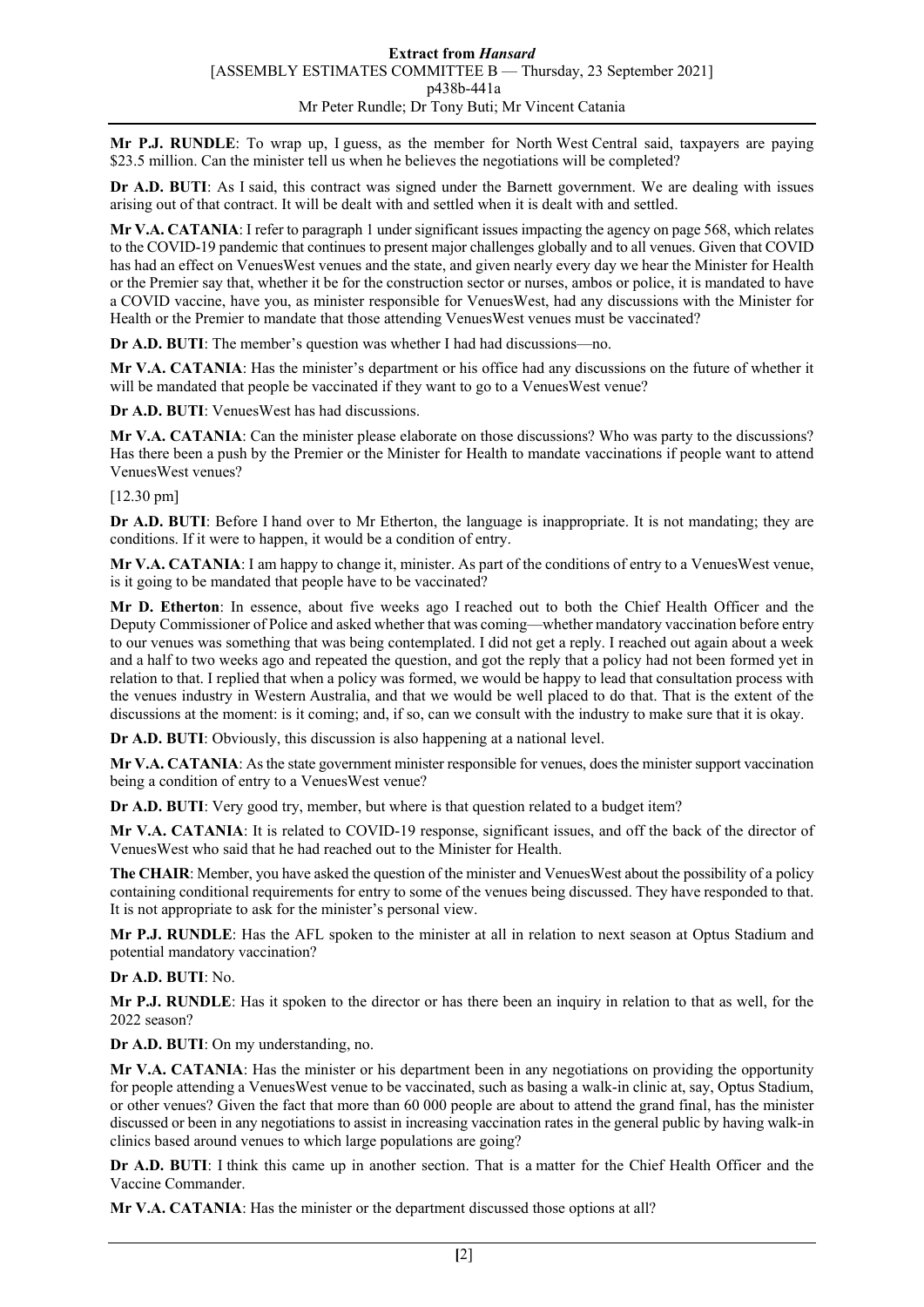**Mr P.J. RUNDLE**: To wrap up, I guess, as the member for North West Central said, taxpayers are paying $23.5 million. Can the minister tell us when he believes the negotiations will be completed?

**Dr A.D. BUTI**: As I said, this contract was signed under the Barnett government. We are dealing with issues arising out of that contract. It will be dealt with and settled when it is dealt with and settled.

**Mr V.A. CATANIA**: I refer to paragraph 1 under significant issues impacting the agency on page 568, which relates to the COVID-19 pandemic that continues to present major challenges globally and to all venues. Given that COVID has had an effect on VenuesWest venues and the state, and given nearly every day we hear the Minister for Health or the Premier say that, whether it be for the construction sector or nurses, ambos or police, it is mandated to have a COVID vaccine, have you, as minister responsible for VenuesWest, had any discussions with the Minister for Health or the Premier to mandate that those attending VenuesWest venues must be vaccinated?

**Dr A.D. BUTI**: The member's question was whether I had had discussions—no.

**Mr V.A. CATANIA**: Has the minister's department or his office had any discussions on the future of whether it will be mandated that people be vaccinated if they want to go to a VenuesWest venue?

**Dr A.D. BUTI**: VenuesWest has had discussions.

**Mr V.A. CATANIA**: Can the minister please elaborate on those discussions? Who was party to the discussions? Has there been a push by the Premier or the Minister for Health to mandate vaccinations if people want to attend VenuesWest venues?

[12.30 pm]

**Dr A.D. BUTI**: Before I hand over to Mr Etherton, the language is inappropriate. It is not mandating; they are conditions. If it were to happen, it would be a condition of entry.

**Mr V.A. CATANIA**: I am happy to change it, minister. As part of the conditions of entry to a VenuesWest venue, is it going to be mandated that people have to be vaccinated?

**Mr D. Etherton**: In essence, about five weeks ago I reached out to both the Chief Health Officer and the Deputy Commissioner of Police and asked whether that was coming—whether mandatory vaccination before entry to our venues was something that was being contemplated. I did not get a reply. I reached out again about a week and a half to two weeks ago and repeated the question, and got the reply that a policy had not been formed yet in relation to that. I replied that when a policy was formed, we would be happy to lead that consultation process with the venues industry in Western Australia, and that we would be well placed to do that. That is the extent of the discussions at the moment: is it coming; and, if so, can we consult with the industry to make sure that it is okay.

**Dr A.D. BUTI**: Obviously, this discussion is also happening at a national level.

**Mr V.A. CATANIA**: As the state government minister responsible for venues, does the minister support vaccination being a condition of entry to a VenuesWest venue?

**Dr A.D. BUTI**: Very good try, member, but where is that question related to a budget item?

**Mr V.A. CATANIA**: It is related to COVID-19 response, significant issues, and off the back of the director of VenuesWest who said that he had reached out to the Minister for Health.

**The CHAIR**: Member, you have asked the question of the minister and VenuesWest about the possibility of a policy containing conditional requirements for entry to some of the venues being discussed. They have responded to that. It is not appropriate to ask for the minister's personal view.

**Mr P.J. RUNDLE**: Has the AFL spoken to the minister at all in relation to next season at Optus Stadium and potential mandatory vaccination?

**Dr A.D. BUTI**: No.

**Mr P.J. RUNDLE**: Has it spoken to the director or has there been an inquiry in relation to that as well, for the 2022 season?

**Dr A.D. BUTI**: On my understanding, no.

**Mr V.A. CATANIA**: Has the minister or his department been in any negotiations on providing the opportunity for people attending a VenuesWest venue to be vaccinated, such as basing a walk-in clinic at, say, Optus Stadium, or other venues? Given the fact that more than 60 000 people are about to attend the grand final, has the minister discussed or been in any negotiations to assist in increasing vaccination rates in the general public by having walk-in clinics based around venues to which large populations are going?

**Dr A.D. BUTI**: I think this came up in another section. That is a matter for the Chief Health Officer and the Vaccine Commander.

**Mr V.A. CATANIA**: Has the minister or the department discussed those options at all?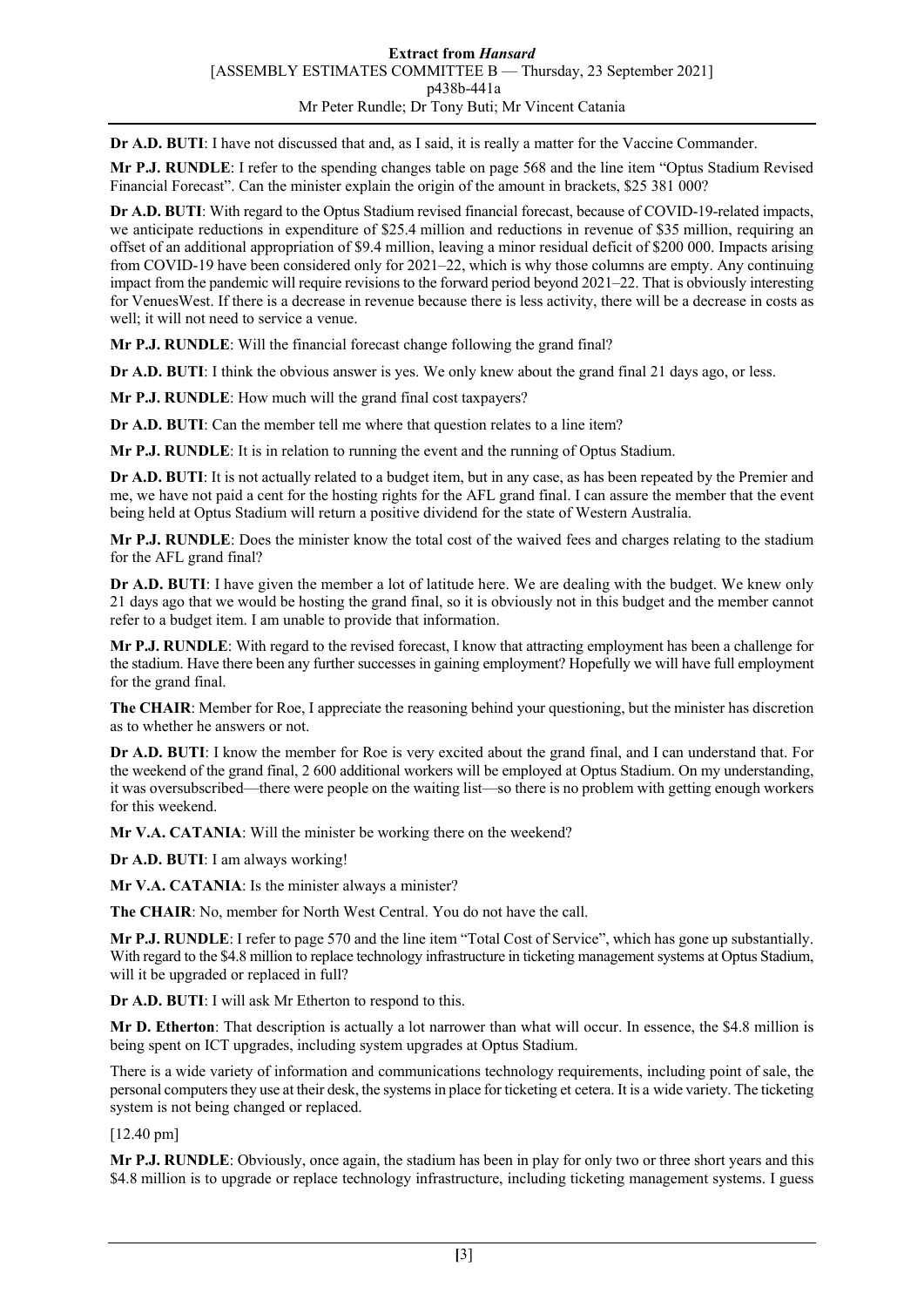**Dr A.D. BUTI**: I have not discussed that and, as I said, it is really a matter for the Vaccine Commander.

**Mr P.J. RUNDLE**: I refer to the spending changes table on page 568 and the line item "Optus Stadium Revised Financial Forecast". Can the minister explain the origin of the amount in brackets, $25 381 000?

**Dr A.D. BUTI**: With regard to the Optus Stadium revised financial forecast, because of COVID-19-related impacts, we anticipate reductions in expenditure of $25.4 million and reductions in revenue of $35 million, requiring an offset of an additional appropriation of $9.4 million, leaving a minor residual deficit of $200 000. Impacts arising from COVID-19 have been considered only for 2021–22, which is why those columns are empty. Any continuing impact from the pandemic will require revisions to the forward period beyond 2021–22. That is obviously interesting for VenuesWest. If there is a decrease in revenue because there is less activity, there will be a decrease in costs as well; it will not need to service a venue.

**Mr P.J. RUNDLE**: Will the financial forecast change following the grand final?

**Dr A.D. BUTI**: I think the obvious answer is yes. We only knew about the grand final 21 days ago, or less.

**Mr P.J. RUNDLE**: How much will the grand final cost taxpayers?

**Dr A.D. BUTI**: Can the member tell me where that question relates to a line item?

**Mr P.J. RUNDLE**: It is in relation to running the event and the running of Optus Stadium.

**Dr A.D. BUTI**: It is not actually related to a budget item, but in any case, as has been repeated by the Premier and me, we have not paid a cent for the hosting rights for the AFL grand final. I can assure the member that the event being held at Optus Stadium will return a positive dividend for the state of Western Australia.

**Mr P.J. RUNDLE**: Does the minister know the total cost of the waived fees and charges relating to the stadium for the AFL grand final?

**Dr A.D. BUTI**: I have given the member a lot of latitude here. We are dealing with the budget. We knew only 21 days ago that we would be hosting the grand final, so it is obviously not in this budget and the member cannot refer to a budget item. I am unable to provide that information.

**Mr P.J. RUNDLE**: With regard to the revised forecast, I know that attracting employment has been a challenge for the stadium. Have there been any further successes in gaining employment? Hopefully we will have full employment for the grand final.

**The CHAIR**: Member for Roe, I appreciate the reasoning behind your questioning, but the minister has discretion as to whether he answers or not.

**Dr A.D. BUTI**: I know the member for Roe is very excited about the grand final, and I can understand that. For the weekend of the grand final, 2 600 additional workers will be employed at Optus Stadium. On my understanding, it was oversubscribed—there were people on the waiting list—so there is no problem with getting enough workers for this weekend.

**Mr V.A. CATANIA**: Will the minister be working there on the weekend?

**Dr A.D. BUTI**: I am always working!

**Mr V.A. CATANIA**: Is the minister always a minister?

**The CHAIR**: No, member for North West Central. You do not have the call.

**Mr P.J. RUNDLE**: I refer to page 570 and the line item "Total Cost of Service", which has gone up substantially. With regard to the $4.8 million to replace technology infrastructure in ticketing management systems at Optus Stadium, will it be upgraded or replaced in full?

**Dr A.D. BUTI**: I will ask Mr Etherton to respond to this.

**Mr D. Etherton**: That description is actually a lot narrower than what will occur. In essence, the $4.8 million is being spent on ICT upgrades, including system upgrades at Optus Stadium.

There is a wide variety of information and communications technology requirements, including point of sale, the personal computers they use at their desk, the systems in place for ticketing et cetera. It is a wide variety. The ticketing system is not being changed or replaced.

[12.40 pm]

**Mr P.J. RUNDLE**: Obviously, once again, the stadium has been in play for only two or three short years and this $4.8 million is to upgrade or replace technology infrastructure, including ticketing management systems. I guess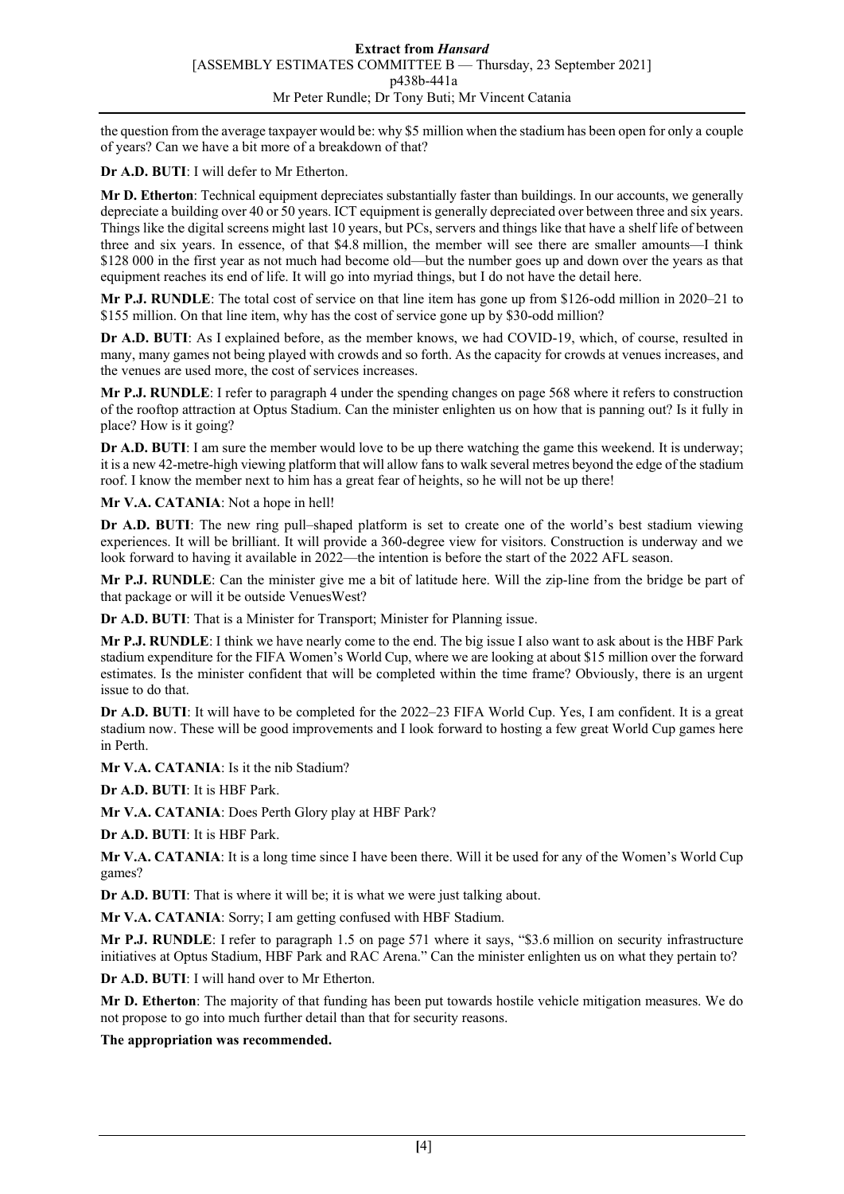the question from the average taxpayer would be: why $5 million when the stadium has been open for only a couple of years? Can we have a bit more of a breakdown of that?

**Dr A.D. BUTI**: I will defer to Mr Etherton.

**Mr D. Etherton**: Technical equipment depreciates substantially faster than buildings. In our accounts, we generally depreciate a building over 40 or 50 years. ICT equipment is generally depreciated over between three and six years. Things like the digital screens might last 10 years, but PCs, servers and things like that have a shelf life of between three and six years. In essence, of that $4.8 million, the member will see there are smaller amounts—I think $128 000 in the first year as not much had become old—but the number goes up and down over the years as that equipment reaches its end of life. It will go into myriad things, but I do not have the detail here.

**Mr P.J. RUNDLE**: The total cost of service on that line item has gone up from $126-odd million in 2020–21 to $155 million. On that line item, why has the cost of service gone up by $30-odd million?

**Dr A.D. BUTI**: As I explained before, as the member knows, we had COVID-19, which, of course, resulted in many, many games not being played with crowds and so forth. As the capacity for crowds at venues increases, and the venues are used more, the cost of services increases.

**Mr P.J. RUNDLE**: I refer to paragraph 4 under the spending changes on page 568 where it refers to construction of the rooftop attraction at Optus Stadium. Can the minister enlighten us on how that is panning out? Is it fully in place? How is it going?

**Dr A.D. BUTI**: I am sure the member would love to be up there watching the game this weekend. It is underway; it is a new 42-metre-high viewing platform that will allow fans to walk several metres beyond the edge of the stadium roof. I know the member next to him has a great fear of heights, so he will not be up there!

**Mr V.A. CATANIA**: Not a hope in hell!

**Dr A.D. BUTI**: The new ring pull–shaped platform is set to create one of the world's best stadium viewing experiences. It will be brilliant. It will provide a 360-degree view for visitors. Construction is underway and we look forward to having it available in 2022—the intention is before the start of the 2022 AFL season.

**Mr P.J. RUNDLE**: Can the minister give me a bit of latitude here. Will the zip-line from the bridge be part of that package or will it be outside VenuesWest?

**Dr A.D. BUTI**: That is a Minister for Transport; Minister for Planning issue.

**Mr P.J. RUNDLE**: I think we have nearly come to the end. The big issue I also want to ask about is the HBF Park stadium expenditure for the FIFA Women's World Cup, where we are looking at about $15 million over the forward estimates. Is the minister confident that will be completed within the time frame? Obviously, there is an urgent issue to do that.

**Dr A.D. BUTI**: It will have to be completed for the 2022–23 FIFA World Cup. Yes, I am confident. It is a great stadium now. These will be good improvements and I look forward to hosting a few great World Cup games here in Perth.

**Mr V.A. CATANIA**: Is it the nib Stadium?

**Dr A.D. BUTI**: It is HBF Park.

**Mr V.A. CATANIA**: Does Perth Glory play at HBF Park?

**Dr A.D. BUTI**: It is HBF Park.

**Mr V.A. CATANIA**: It is a long time since I have been there. Will it be used for any of the Women's World Cup games?

**Dr A.D. BUTI**: That is where it will be; it is what we were just talking about.

**Mr V.A. CATANIA**: Sorry; I am getting confused with HBF Stadium.

**Mr P.J. RUNDLE**: I refer to paragraph 1.5 on page 571 where it says, "$3.6 million on security infrastructure initiatives at Optus Stadium, HBF Park and RAC Arena." Can the minister enlighten us on what they pertain to?

**Dr A.D. BUTI**: I will hand over to Mr Etherton.

**Mr D. Etherton**: The majority of that funding has been put towards hostile vehicle mitigation measures. We do not propose to go into much further detail than that for security reasons.

**The appropriation was recommended.**